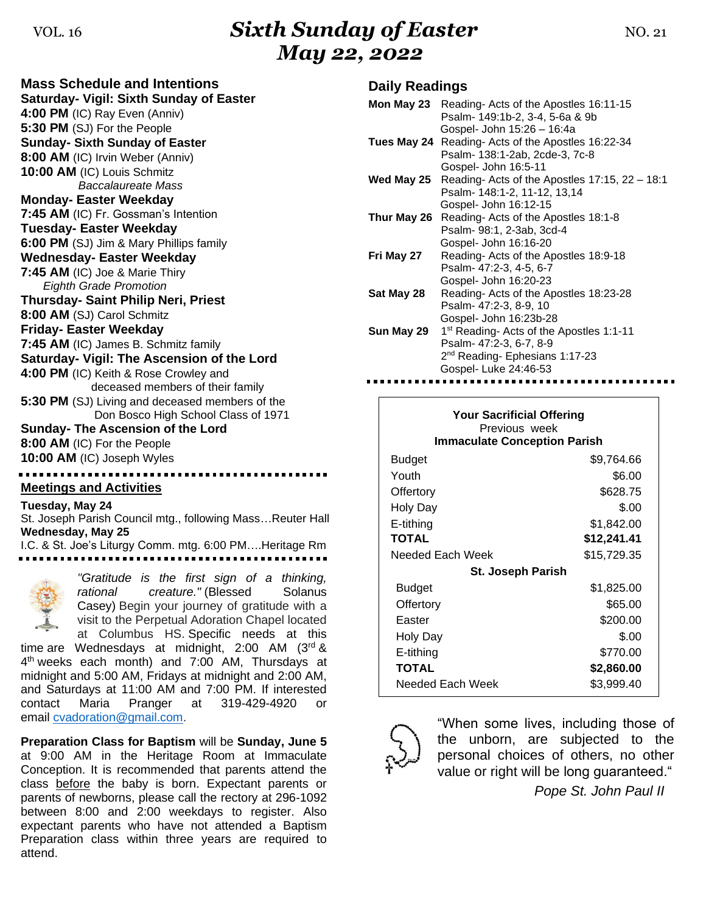VOL. 16 **Sixth Sunday of Easter** NO. 21

# *Sixth Sunday of Easter*
# *May 22, 2022*

## Mass Schedule and Intentions

**Saturday- Vigil: Sixth Sunday of Easter**
**4:00 PM** (IC) Ray Even (Anniv)
**5:30 PM** (SJ) For the People

**Sunday- Sixth Sunday of Easter**
**8:00 AM** (IC) Irvin Weber (Anniv)
**10:00 AM** (IC) Louis Schmitz
*Baccalaureate Mass*

**Monday- Easter Weekday**
**7:45 AM** (IC) Fr. Gossman's Intention

**Tuesday- Easter Weekday**
**6:00 PM** (SJ) Jim & Mary Phillips family

**Wednesday- Easter Weekday**
**7:45 AM** (IC) Joe & Marie Thiry
*Eighth Grade Promotion*

**Thursday- Saint Philip Neri, Priest**
**8:00 AM** (SJ) Carol Schmitz

**Friday- Easter Weekday**
**7:45 AM** (IC) James B. Schmitz family

**Saturday- Vigil: The Ascension of the Lord**
**4:00 PM** (IC) Keith & Rose Crowley and deceased members of their family
**5:30 PM** (SJ) Living and deceased members of the Don Bosco High School Class of 1971

**Sunday- The Ascension of the Lord**
**8:00 AM** (IC) For the People
**10:00 AM** (IC) Joseph Wyles

## Meetings and Activities

**Tuesday, May 24**
St. Joseph Parish Council mtg., following Mass…Reuter Hall

**Wednesday, May 25**
I.C. & St. Joe's Liturgy Comm. mtg. 6:00 PM….Heritage Rm

*"Gratitude is the first sign of a thinking, rational creature."* (Blessed Solanus Casey) Begin your journey of gratitude with a visit to the Perpetual Adoration Chapel located at Columbus HS. Specific needs at this time are Wednesdays at midnight, 2:00 AM (3rd & 4th weeks each month) and 7:00 AM, Thursdays at midnight and 5:00 AM, Fridays at midnight and 2:00 AM, and Saturdays at 11:00 AM and 7:00 PM. If interested contact Maria Pranger at 319-429-4920 or email cvadoration@gmail.com.

**Preparation Class for Baptism** will be **Sunday, June 5** at 9:00 AM in the Heritage Room at Immaculate Conception. It is recommended that parents attend the class before the baby is born. Expectant parents or parents of newborns, please call the rectory at 296-1092 between 8:00 and 2:00 weekdays to register. Also expectant parents who have not attended a Baptism Preparation class within three years are required to attend.

## Daily Readings

| | |
|---|---|
| **Mon May 23** | Reading- Acts of the Apostles 16:11-15<br>Psalm- 149:1b-2, 3-4, 5-6a & 9b<br>Gospel- John 15:26 – 16:4a |
| **Tues May 24** | Reading- Acts of the Apostles 16:22-34<br>Psalm- 138:1-2ab, 2cde-3, 7c-8<br>Gospel- John 16:5-11 |
| **Wed May 25** | Reading- Acts of the Apostles 17:15, 22 – 18:1<br>Psalm- 148:1-2, 11-12, 13,14<br>Gospel- John 16:12-15 |
| **Thur May 26** | Reading- Acts of the Apostles 18:1-8<br>Psalm- 98:1, 2-3ab, 3cd-4<br>Gospel- John 16:16-20 |
| **Fri May 27** | Reading- Acts of the Apostles 18:9-18<br>Psalm- 47:2-3, 4-5, 6-7<br>Gospel- John 16:20-23 |
| **Sat May 28** | Reading- Acts of the Apostles 18:23-28<br>Psalm- 47:2-3, 8-9, 10<br>Gospel- John 16:23b-28 |
| **Sun May 29** | 1st Reading- Acts of the Apostles 1:1-11<br>Psalm- 47:2-3, 6-7, 8-9<br>2nd Reading- Ephesians 1:17-23<br>Gospel- Luke 24:46-53 |

**Your Sacrificial Offering**
Previous week

| **Immaculate Conception Parish** | |
|---|---|
| Budget | $9,764.66 |
| Youth | $6.00 |
| Offertory | $628.75 |
| Holy Day | $.00 |
| E-tithing | $1,842.00 |
| **TOTAL** | **$12,241.41** |
| Needed Each Week | $15,729.35 |

| **St. Joseph Parish** | |
|---|---|
| Budget | $1,825.00 |
| Offertory | $65.00 |
| Easter | $200.00 |
| Holy Day | $.00 |
| E-tithing | $770.00 |
| **TOTAL** | **$2,860.00** |
| Needed Each Week | $3,999.40 |

"When some lives, including those of the unborn, are subjected to the personal choices of others, no other value or right will be long guaranteed."

*Pope St. John Paul II*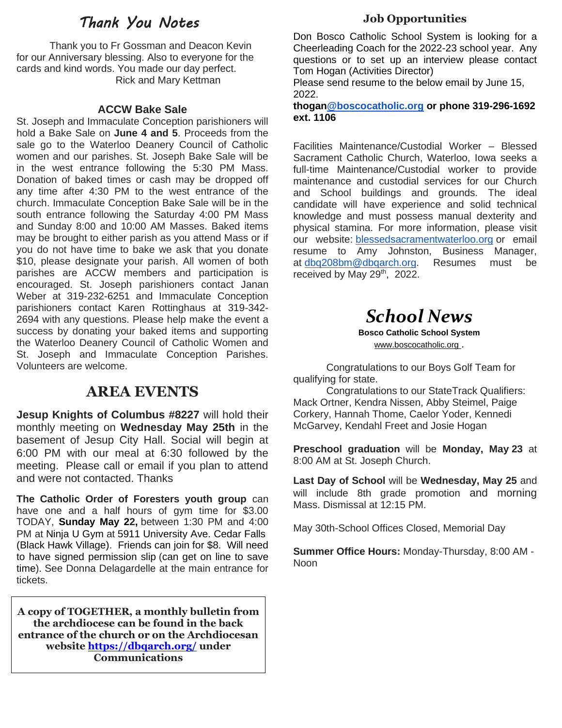## Thank You Notes

Thank you to Fr Gossman and Deacon Kevin for our Anniversary blessing. Also to everyone for the cards and kind words. You made our day perfect.
Rick and Mary Kettman

### ACCW Bake Sale

St. Joseph and Immaculate Conception parishioners will hold a Bake Sale on **June 4 and 5**. Proceeds from the sale go to the Waterloo Deanery Council of Catholic women and our parishes. St. Joseph Bake Sale will be in the west entrance following the 5:30 PM Mass. Donation of baked times or cash may be dropped off any time after 4:30 PM to the west entrance of the church. Immaculate Conception Bake Sale will be in the south entrance following the Saturday 4:00 PM Mass and Sunday 8:00 and 10:00 AM Masses. Baked items may be brought to either parish as you attend Mass or if you do not have time to bake we ask that you donate $10, please designate your parish. All women of both parishes are ACCW members and participation is encouraged. St. Joseph parishioners contact Janan Weber at 319-232-6251 and Immaculate Conception parishioners contact Karen Rottinghaus at 319-342-2694 with any questions. Please help make the event a success by donating your baked items and supporting the Waterloo Deanery Council of Catholic Women and St. Joseph and Immaculate Conception Parishes. Volunteers are welcome.

## AREA EVENTS

**Jesup Knights of Columbus #8227** will hold their monthly meeting on **Wednesday May 25th** in the basement of Jesup City Hall. Social will begin at 6:00 PM with our meal at 6:30 followed by the meeting. Please call or email if you plan to attend and were not contacted. Thanks

**The Catholic Order of Foresters youth group** can have one and a half hours of gym time for $3.00 TODAY, **Sunday May 22,** between 1:30 PM and 4:00 PM at Ninja U Gym at 5911 University Ave. Cedar Falls (Black Hawk Village). Friends can join for $8. Will need to have signed permission slip (can get on line to save time). See Donna Delagardelle at the main entrance for tickets.

**A copy of TOGETHER, a monthly bulletin from the archdiocese can be found in the back entrance of the church or on the Archdiocesan website https://dbqarch.org/ under Communications**

### Job Opportunities

Don Bosco Catholic School System is looking for a Cheerleading Coach for the 2022-23 school year. Any questions or to set up an interview please contact Tom Hogan (Activities Director)
Please send resume to the below email by June 15, 2022.

**thogan@boscocatholic.org or phone 319-296-1692 ext. 1106**

Facilities Maintenance/Custodial Worker – Blessed Sacrament Catholic Church, Waterloo, Iowa seeks a full-time Maintenance/Custodial worker to provide maintenance and custodial services for our Church and School buildings and grounds. The ideal candidate will have experience and solid technical knowledge and must possess manual dexterity and physical stamina. For more information, please visit our website: blessedsacramentwaterloo.org or email resume to Amy Johnston, Business Manager, at dbq208bm@dbqarch.org. Resumes must be received by May 29th, 2022.

## School News

**Bosco Catholic School System**
www.boscocatholic.org .

Congratulations to our Boys Golf Team for qualifying for state.

Congratulations to our StateTrack Qualifiers: Mack Ortner, Kendra Nissen, Abby Steimel, Paige Corkery, Hannah Thome, Caelor Yoder, Kennedi McGarvey, Kendahl Freet and Josie Hogan

**Preschool graduation** will be **Monday, May 23** at 8:00 AM at St. Joseph Church.

**Last Day of School** will be **Wednesday, May 25** and will include 8th grade promotion and morning Mass. Dismissal at 12:15 PM.

May 30th-School Offices Closed, Memorial Day

**Summer Office Hours:** Monday-Thursday, 8:00 AM - Noon